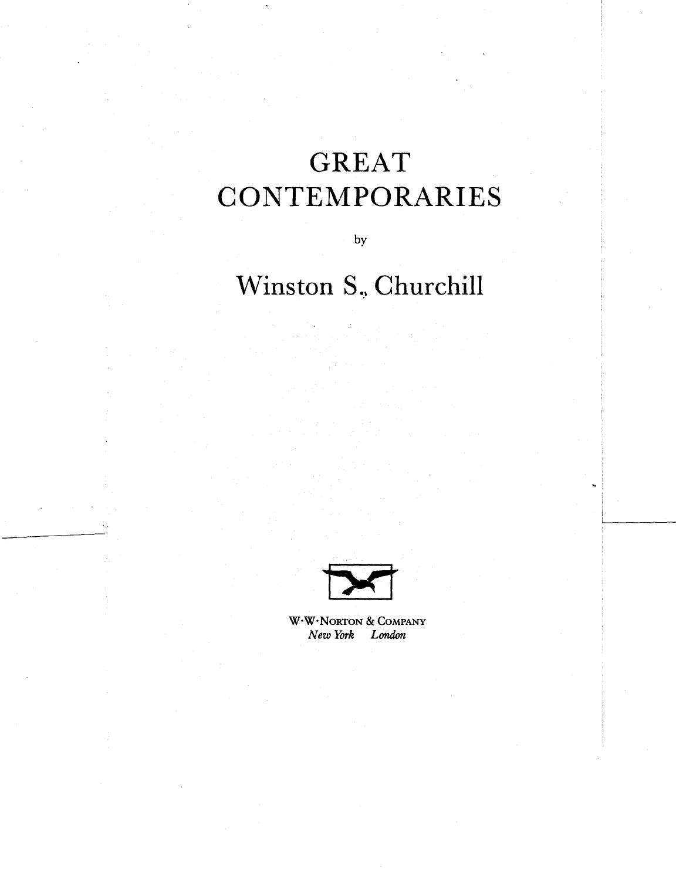# GREAT CONTEMPORARIES

by

## Winston S. Churchill

W·W·NORTON & COMPANY
*New York London*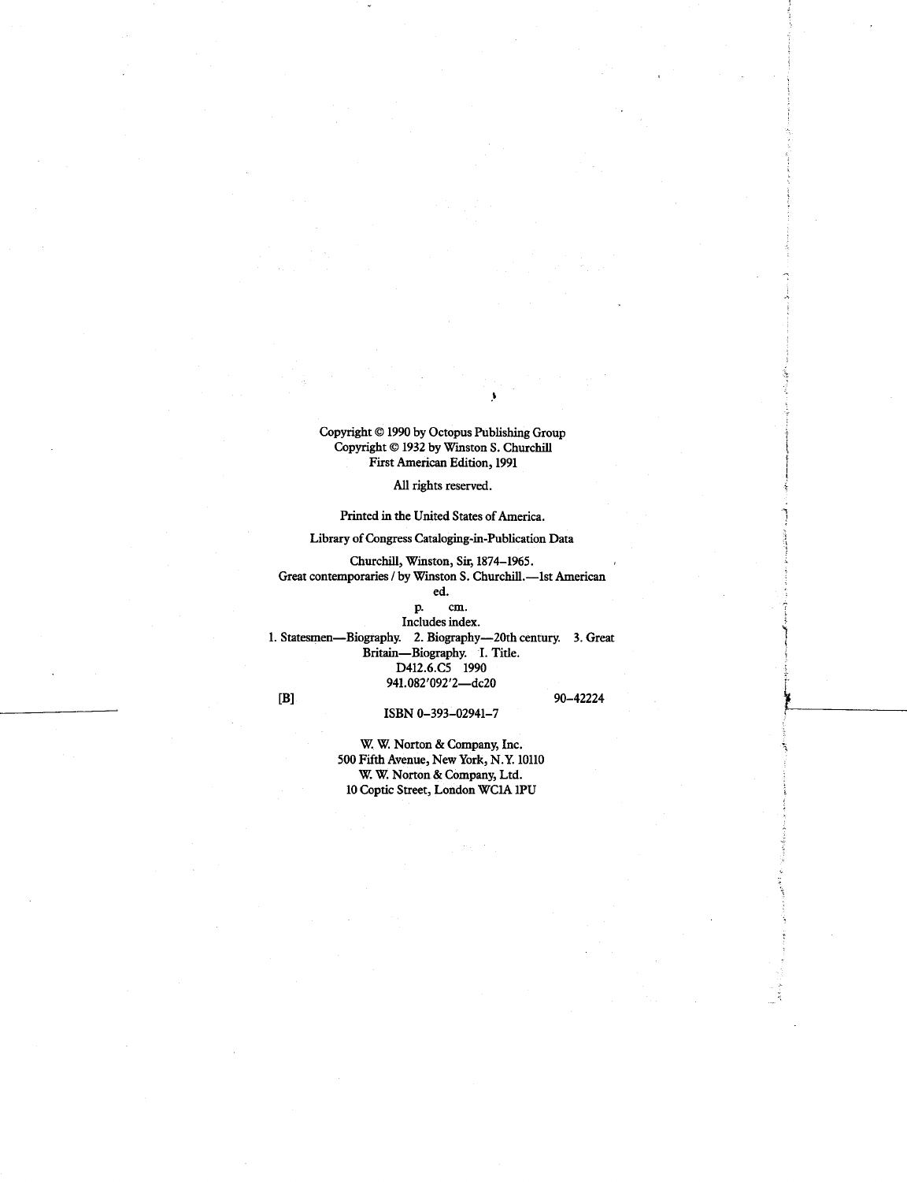Copyright © 1990 by Octopus Publishing Group
Copyright © 1932 by Winston S. Churchill
First American Edition, 1991

All rights reserved.

Printed in the United States of America.

Library of Congress Cataloging-in-Publication Data

Churchill, Winston, Sir, 1874–1965.
Great contemporaries / by Winston S. Churchill.—1st American ed.
p. cm.
Includes index.
1. Statesmen—Biography. 2. Biography—20th century. 3. Great Britain—Biography. I. Title.
D412.6.C5 1990
941.082'092'2—dc20
[B] 90–42224

ISBN 0–393–02941–7

W. W. Norton & Company, Inc.
500 Fifth Avenue, New York, N.Y. 10110
W. W. Norton & Company, Ltd.
10 Coptic Street, London WC1A 1PU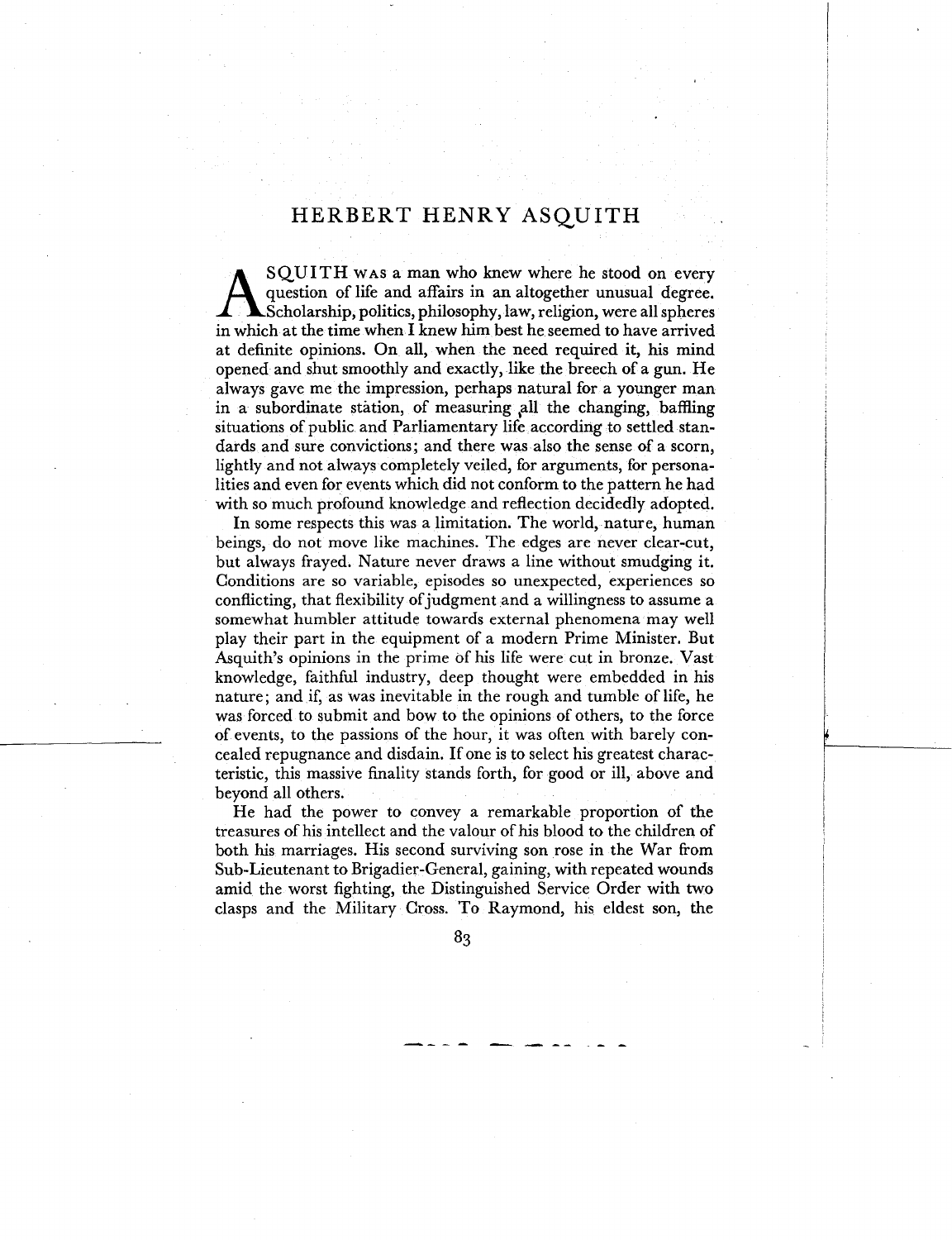# HERBERT HENRY ASQUITH

ASQUITH WAS a man who knew where he stood on every question of life and affairs in an altogether unusual degree. Scholarship, politics, philosophy, law, religion, were all spheres in which at the time when I knew him best he seemed to have arrived at definite opinions. On all, when the need required it, his mind opened and shut smoothly and exactly, like the breech of a gun. He always gave me the impression, perhaps natural for a younger man in a subordinate station, of measuring all the changing, baffling situations of public and Parliamentary life according to settled standards and sure convictions; and there was also the sense of a scorn, lightly and not always completely veiled, for arguments, for personalities and even for events which did not conform to the pattern he had with so much profound knowledge and reflection decidedly adopted.

In some respects this was a limitation. The world, nature, human beings, do not move like machines. The edges are never clear-cut, but always frayed. Nature never draws a line without smudging it. Conditions are so variable, episodes so unexpected, experiences so conflicting, that flexibility of judgment and a willingness to assume a somewhat humbler attitude towards external phenomena may well play their part in the equipment of a modern Prime Minister. But Asquith's opinions in the prime of his life were cut in bronze. Vast knowledge, faithful industry, deep thought were embedded in his nature; and if, as was inevitable in the rough and tumble of life, he was forced to submit and bow to the opinions of others, to the force of events, to the passions of the hour, it was often with barely concealed repugnance and disdain. If one is to select his greatest characteristic, this massive finality stands forth, for good or ill, above and beyond all others.

He had the power to convey a remarkable proportion of the treasures of his intellect and the valour of his blood to the children of both his marriages. His second surviving son rose in the War from Sub-Lieutenant to Brigadier-General, gaining, with repeated wounds amid the worst fighting, the Distinguished Service Order with two clasps and the Military Cross. To Raymond, his eldest son, the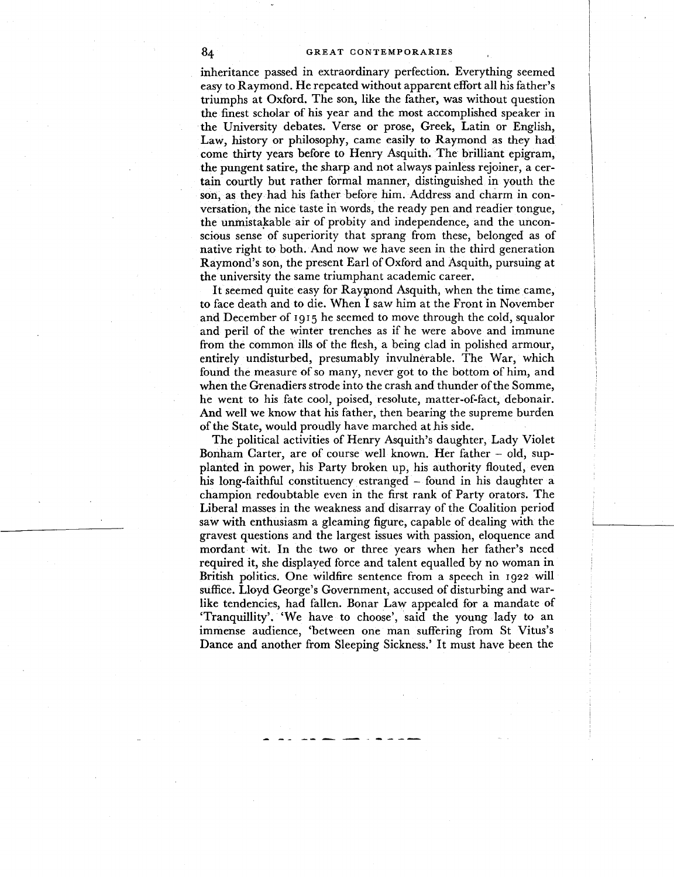inheritance passed in extraordinary perfection. Everything seemed easy to Raymond. He repeated without apparent effort all his father's triumphs at Oxford. The son, like the father, was without question the finest scholar of his year and the most accomplished speaker in the University debates. Verse or prose, Greek, Latin or English, Law, history or philosophy, came easily to Raymond as they had come thirty years before to Henry Asquith. The brilliant epigram, the pungent satire, the sharp and not always painless rejoiner, a certain courtly but rather formal manner, distinguished in youth the son, as they had his father before him. Address and charm in conversation, the nice taste in words, the ready pen and readier tongue, the unmistakable air of probity and independence, and the unconscious sense of superiority that sprang from these, belonged as of native right to both. And now we have seen in the third generation Raymond's son, the present Earl of Oxford and Asquith, pursuing at the university the same triumphant academic career.

It seemed quite easy for Raymond Asquith, when the time came, to face death and to die. When I saw him at the Front in November and December of 1915 he seemed to move through the cold, squalor and peril of the winter trenches as if he were above and immune from the common ills of the flesh, a being clad in polished armour, entirely undisturbed, presumably invulnerable. The War, which found the measure of so many, never got to the bottom of him, and when the Grenadiers strode into the crash and thunder of the Somme, he went to his fate cool, poised, resolute, matter-of-fact, debonair. And well we know that his father, then bearing the supreme burden of the State, would proudly have marched at his side.

The political activities of Henry Asquith's daughter, Lady Violet Bonham Carter, are of course well known. Her father – old, supplanted in power, his Party broken up, his authority flouted, even his long-faithful constituency estranged – found in his daughter a champion redoubtable even in the first rank of Party orators. The Liberal masses in the weakness and disarray of the Coalition period saw with enthusiasm a gleaming figure, capable of dealing with the gravest questions and the largest issues with passion, eloquence and mordant wit. In the two or three years when her father's need required it, she displayed force and talent equalled by no woman in British politics. One wildfire sentence from a speech in 1922 will suffice. Lloyd George's Government, accused of disturbing and warlike tendencies, had fallen. Bonar Law appealed for a mandate of 'Tranquillity'. 'We have to choose', said the young lady to an immense audience, 'between one man suffering from St Vitus's Dance and another from Sleeping Sickness.' It must have been the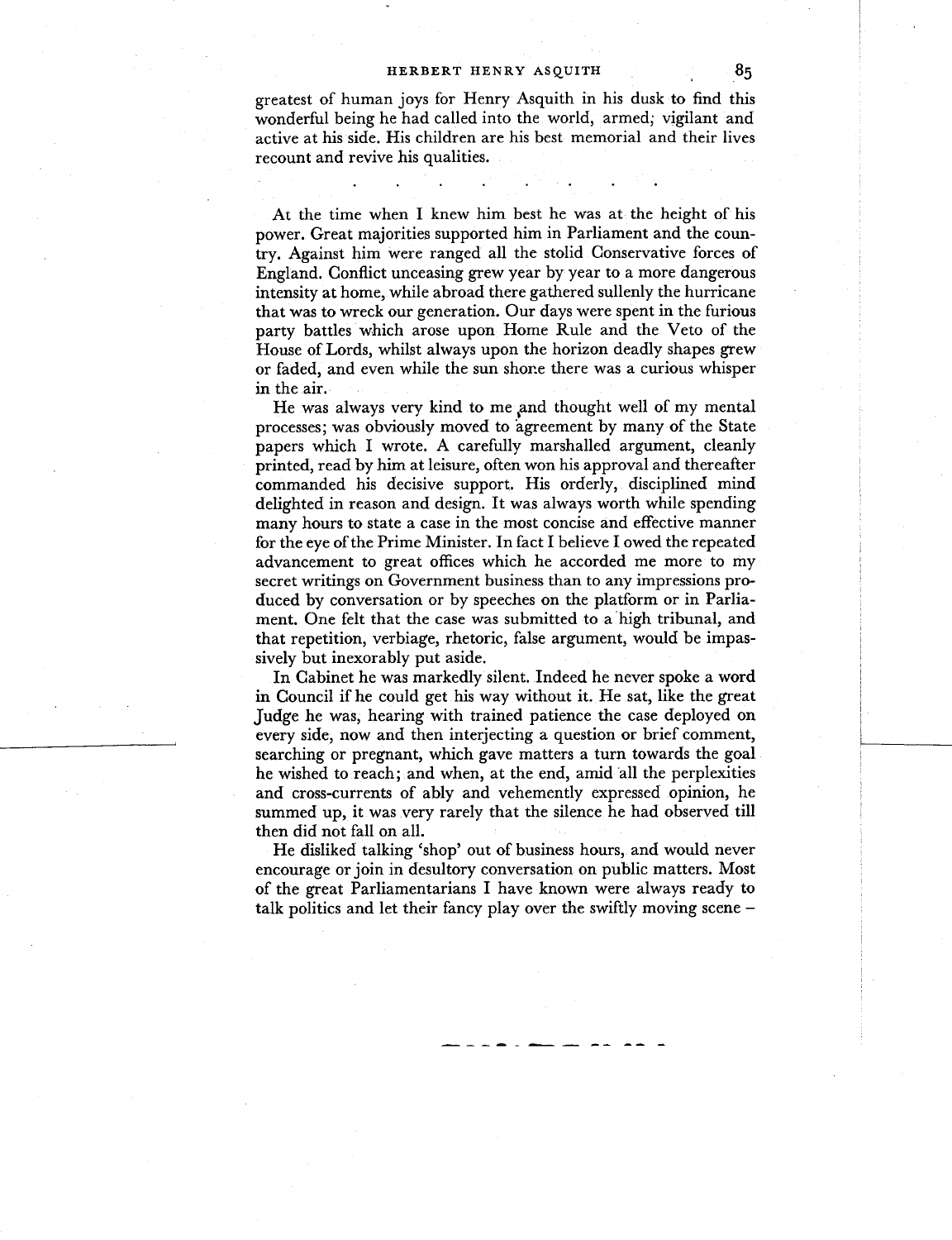greatest of human joys for Henry Asquith in his dusk to find this wonderful being he had called into the world, armed, vigilant and active at his side. His children are his best memorial and their lives recount and revive his qualities.

. . . . . . . . .

At the time when I knew him best he was at the height of his power. Great majorities supported him in Parliament and the country. Against him were ranged all the stolid Conservative forces of England. Conflict unceasing grew year by year to a more dangerous intensity at home, while abroad there gathered sullenly the hurricane that was to wreck our generation. Our days were spent in the furious party battles which arose upon Home Rule and the Veto of the House of Lords, whilst always upon the horizon deadly shapes grew or faded, and even while the sun shone there was a curious whisper in the air.

He was always very kind to me and thought well of my mental processes; was obviously moved to agreement by many of the State papers which I wrote. A carefully marshalled argument, cleanly printed, read by him at leisure, often won his approval and thereafter commanded his decisive support. His orderly, disciplined mind delighted in reason and design. It was always worth while spending many hours to state a case in the most concise and effective manner for the eye of the Prime Minister. In fact I believe I owed the repeated advancement to great offices which he accorded me more to my secret writings on Government business than to any impressions produced by conversation or by speeches on the platform or in Parliament. One felt that the case was submitted to a high tribunal, and that repetition, verbiage, rhetoric, false argument, would be impassively but inexorably put aside.

In Cabinet he was markedly silent. Indeed he never spoke a word in Council if he could get his way without it. He sat, like the great Judge he was, hearing with trained patience the case deployed on every side, now and then interjecting a question or brief comment, searching or pregnant, which gave matters a turn towards the goal he wished to reach; and when, at the end, amid all the perplexities and cross-currents of ably and vehemently expressed opinion, he summed up, it was very rarely that the silence he had observed till then did not fall on all.

He disliked talking 'shop' out of business hours, and would never encourage or join in desultory conversation on public matters. Most of the great Parliamentarians I have known were always ready to talk politics and let their fancy play over the swiftly moving scene –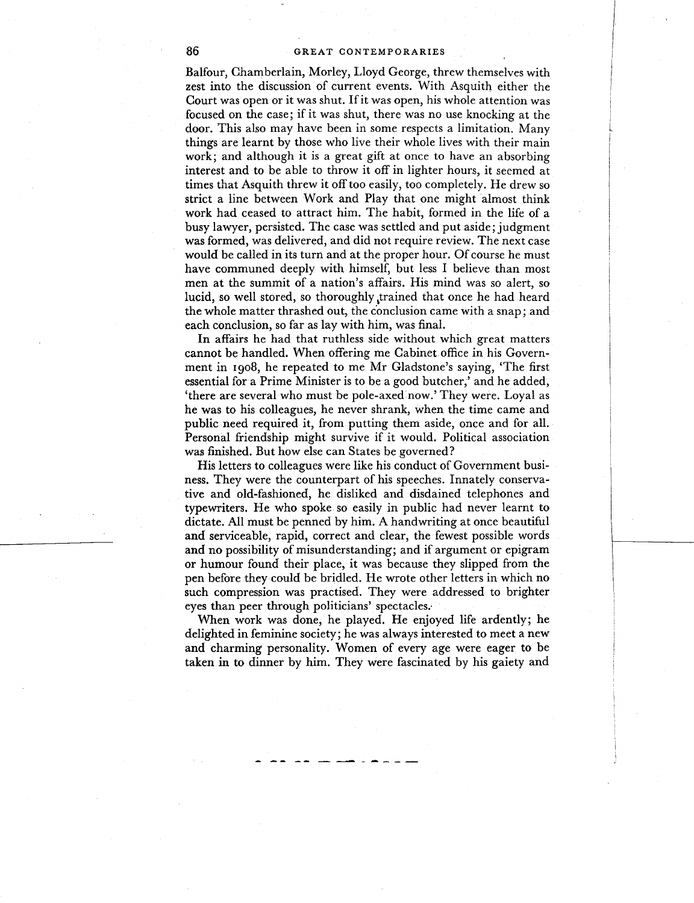Balfour, Chamberlain, Morley, Lloyd George, threw themselves with zest into the discussion of current events. With Asquith either the Court was open or it was shut. If it was open, his whole attention was focused on the case; if it was shut, there was no use knocking at the door. This also may have been in some respects a limitation. Many things are learnt by those who live their whole lives with their main work; and although it is a great gift at once to have an absorbing interest and to be able to throw it off in lighter hours, it seemed at times that Asquith threw it off too easily, too completely. He drew so strict a line between Work and Play that one might almost think work had ceased to attract him. The habit, formed in the life of a busy lawyer, persisted. The case was settled and put aside; judgment was formed, was delivered, and did not require review. The next case would be called in its turn and at the proper hour. Of course he must have communed deeply with himself, but less I believe than most men at the summit of a nation's affairs. His mind was so alert, so lucid, so well stored, so thoroughly trained that once he had heard the whole matter thrashed out, the conclusion came with a snap; and each conclusion, so far as lay with him, was final.

In affairs he had that ruthless side without which great matters cannot be handled. When offering me Cabinet office in his Government in 1908, he repeated to me Mr Gladstone's saying, 'The first essential for a Prime Minister is to be a good butcher,' and he added, 'there are several who must be pole-axed now.' They were. Loyal as he was to his colleagues, he never shrank, when the time came and public need required it, from putting them aside, once and for all. Personal friendship might survive if it would. Political association was finished. But how else can States be governed?

His letters to colleagues were like his conduct of Government business. They were the counterpart of his speeches. Innately conservative and old-fashioned, he disliked and disdained telephones and typewriters. He who spoke so easily in public had never learnt to dictate. All must be penned by him. A handwriting at once beautiful and serviceable, rapid, correct and clear, the fewest possible words and no possibility of misunderstanding; and if argument or epigram or humour found their place, it was because they slipped from the pen before they could be bridled. He wrote other letters in which no such compression was practised. They were addressed to brighter eyes than peer through politicians' spectacles.

When work was done, he played. He enjoyed life ardently; he delighted in feminine society; he was always interested to meet a new and charming personality. Women of every age were eager to be taken in to dinner by him. They were fascinated by his gaiety and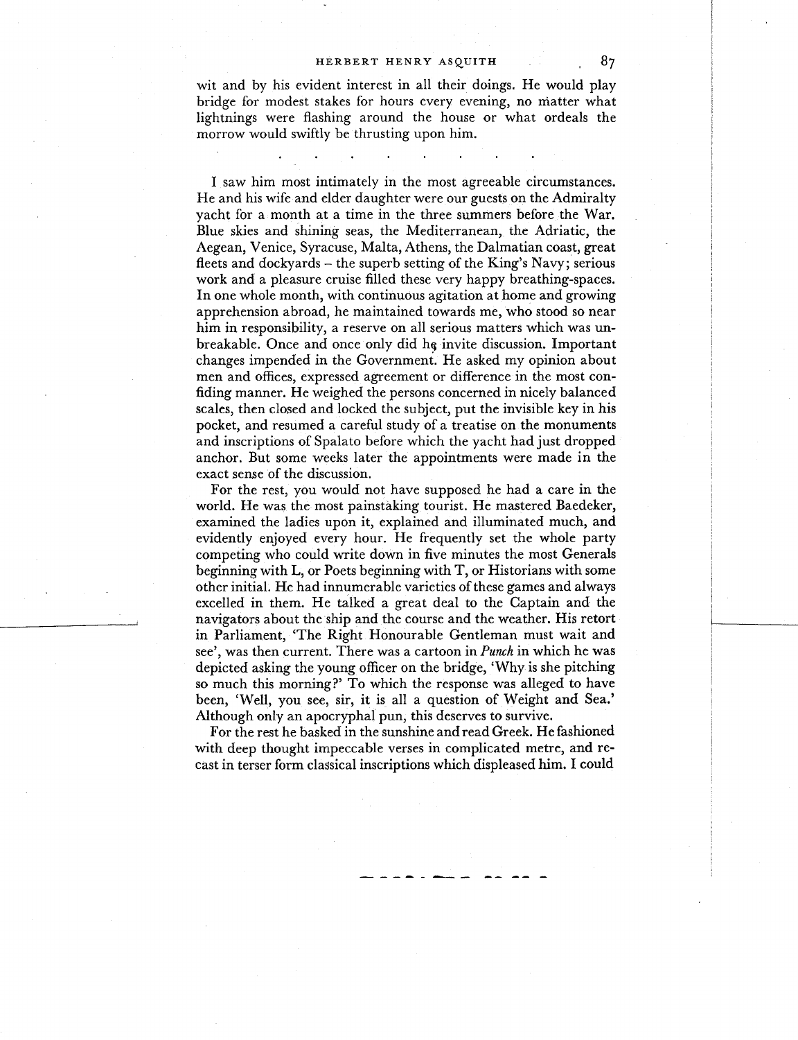wit and by his evident interest in all their doings. He would play bridge for modest stakes for hours every evening, no matter what lightnings were flashing around the house or what ordeals the morrow would swiftly be thrusting upon him.

. . . . . . . . .

I saw him most intimately in the most agreeable circumstances. He and his wife and elder daughter were our guests on the Admiralty yacht for a month at a time in the three summers before the War. Blue skies and shining seas, the Mediterranean, the Adriatic, the Aegean, Venice, Syracuse, Malta, Athens, the Dalmatian coast, great fleets and dockyards – the superb setting of the King's Navy; serious work and a pleasure cruise filled these very happy breathing-spaces. In one whole month, with continuous agitation at home and growing apprehension abroad, he maintained towards me, who stood so near him in responsibility, a reserve on all serious matters which was unbreakable. Once and once only did he invite discussion. Important changes impended in the Government. He asked my opinion about men and offices, expressed agreement or difference in the most confiding manner. He weighed the persons concerned in nicely balanced scales, then closed and locked the subject, put the invisible key in his pocket, and resumed a careful study of a treatise on the monuments and inscriptions of Spalato before which the yacht had just dropped anchor. But some weeks later the appointments were made in the exact sense of the discussion.

For the rest, you would not have supposed he had a care in the world. He was the most painstaking tourist. He mastered Baedeker, examined the ladies upon it, explained and illuminated much, and evidently enjoyed every hour. He frequently set the whole party competing who could write down in five minutes the most Generals beginning with L, or Poets beginning with T, or Historians with some other initial. He had innumerable varieties of these games and always excelled in them. He talked a great deal to the Captain and the navigators about the ship and the course and the weather. His retort in Parliament, 'The Right Honourable Gentleman must wait and see', was then current. There was a cartoon in *Punch* in which he was depicted asking the young officer on the bridge, 'Why is she pitching so much this morning?' To which the response was alleged to have been, 'Well, you see, sir, it is all a question of Weight and Sea.' Although only an apocryphal pun, this deserves to survive.

For the rest he basked in the sunshine and read Greek. He fashioned with deep thought impeccable verses in complicated metre, and recast in terser form classical inscriptions which displeased him. I could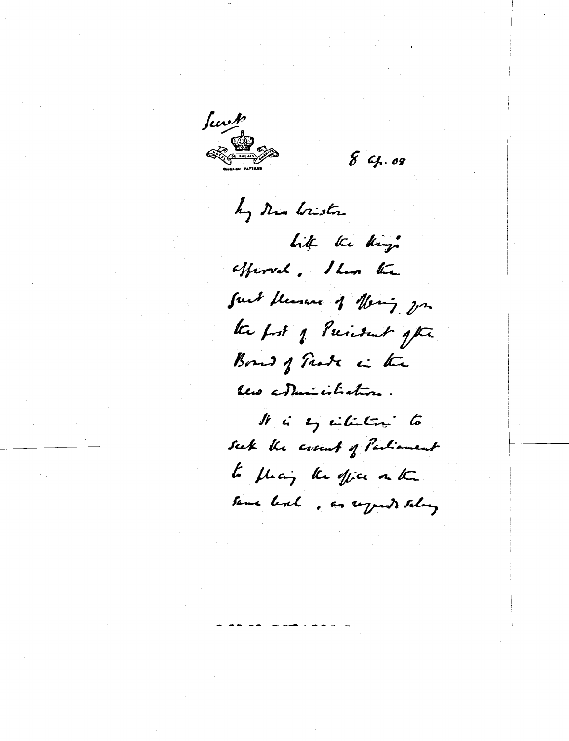Secret

HÔTEL DU PALAIS BIARRITZ
DIRECTION PATTARD

8 Ap. 08

My dear Winston

With the King's approval, I have the great pleasure of offering you the post of President of the Board of Trade in the new administration.

It is my intention to seek the assent of Parliament to placing the office on the same level, as regards salary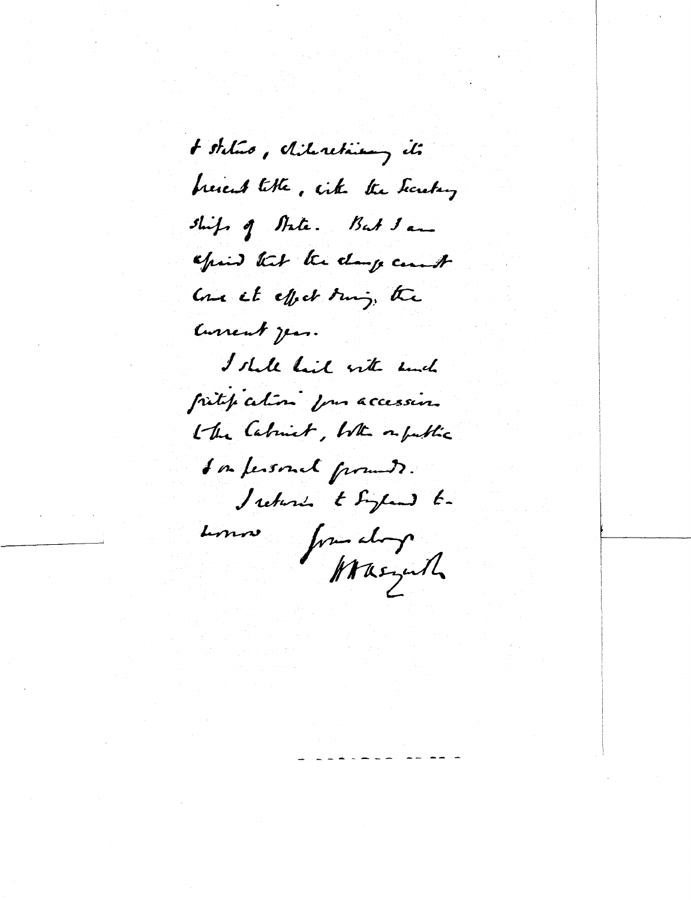& status, while retaining its present title, with the Secretary ships of State. But I am afraid that the change cannot come into effect during the current year.

I shall hail with much gratification your accession to the Cabinet, both on public & on personal grounds.

I return to England to-morrow. Yours always
H H Asquith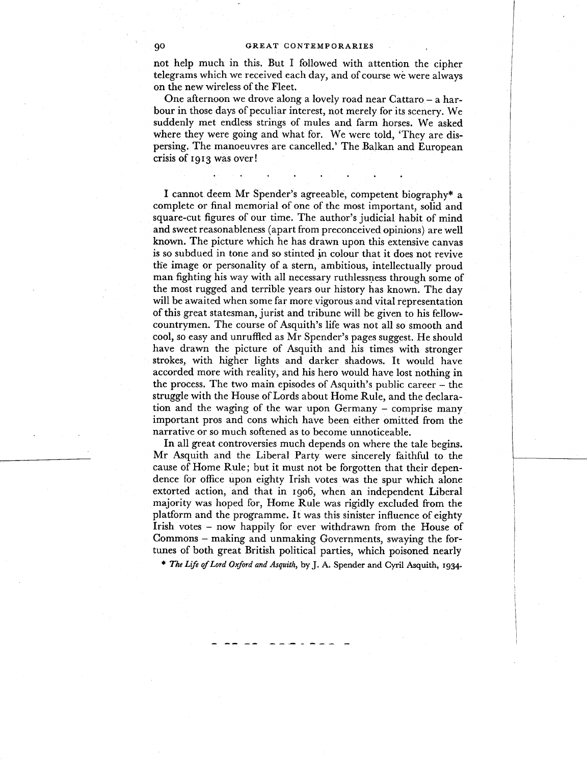not help much in this. But I followed with attention the cipher telegrams which we received each day, and of course we were always on the new wireless of the Fleet.

One afternoon we drove along a lovely road near Cattaro – a harbour in those days of peculiar interest, not merely for its scenery. We suddenly met endless strings of mules and farm horses. We asked where they were going and what for. We were told, 'They are dispersing. The manoeuvres are cancelled.' The Balkan and European crisis of 1913 was over!

. . . . . . . . .

I cannot deem Mr Spender's agreeable, competent biography* a complete or final memorial of one of the most important, solid and square-cut figures of our time. The author's judicial habit of mind and sweet reasonableness (apart from preconceived opinions) are well known. The picture which he has drawn upon this extensive canvas is so subdued in tone and so stinted in colour that it does not revive the image or personality of a stern, ambitious, intellectually proud man fighting his way with all necessary ruthlessness through some of the most rugged and terrible years our history has known. The day will be awaited when some far more vigorous and vital representation of this great statesman, jurist and tribune will be given to his fellow-countrymen. The course of Asquith's life was not all so smooth and cool, so easy and unruffled as Mr Spender's pages suggest. He should have drawn the picture of Asquith and his times with stronger strokes, with higher lights and darker shadows. It would have accorded more with reality, and his hero would have lost nothing in the process. The two main episodes of Asquith's public career – the struggle with the House of Lords about Home Rule, and the declaration and the waging of the war upon Germany – comprise many important pros and cons which have been either omitted from the narrative or so much softened as to become unnoticeable.

In all great controversies much depends on where the tale begins. Mr Asquith and the Liberal Party were sincerely faithful to the cause of Home Rule; but it must not be forgotten that their dependence for office upon eighty Irish votes was the spur which alone extorted action, and that in 1906, when an independent Liberal majority was hoped for, Home Rule was rigidly excluded from the platform and the programme. It was this sinister influence of eighty Irish votes – now happily for ever withdrawn from the House of Commons – making and unmaking Governments, swaying the fortunes of both great British political parties, which poisoned nearly

\* *The Life of Lord Oxford and Asquith*, by J. A. Spender and Cyril Asquith, 1934.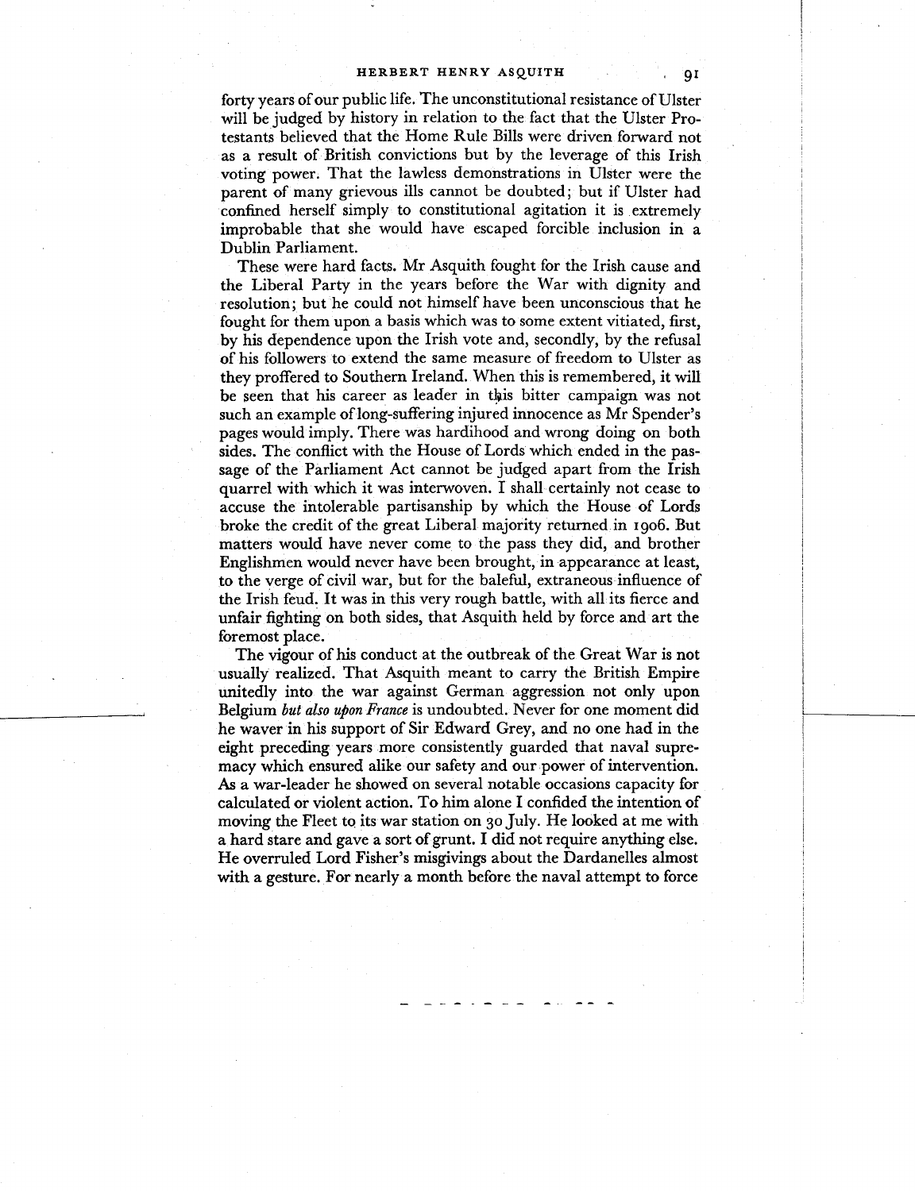forty years of our public life. The unconstitutional resistance of Ulster will be judged by history in relation to the fact that the Ulster Protestants believed that the Home Rule Bills were driven forward not as a result of British convictions but by the leverage of this Irish voting power. That the lawless demonstrations in Ulster were the parent of many grievous ills cannot be doubted; but if Ulster had confined herself simply to constitutional agitation it is extremely improbable that she would have escaped forcible inclusion in a Dublin Parliament.

These were hard facts. Mr Asquith fought for the Irish cause and the Liberal Party in the years before the War with dignity and resolution; but he could not himself have been unconscious that he fought for them upon a basis which was to some extent vitiated, first, by his dependence upon the Irish vote and, secondly, by the refusal of his followers to extend the same measure of freedom to Ulster as they proffered to Southern Ireland. When this is remembered, it will be seen that his career as leader in this bitter campaign was not such an example of long-suffering injured innocence as Mr Spender's pages would imply. There was hardihood and wrong doing on both sides. The conflict with the House of Lords which ended in the passage of the Parliament Act cannot be judged apart from the Irish quarrel with which it was interwoven. I shall certainly not cease to accuse the intolerable partisanship by which the House of Lords broke the credit of the great Liberal majority returned in 1906. But matters would have never come to the pass they did, and brother Englishmen would never have been brought, in appearance at least, to the verge of civil war, but for the baleful, extraneous influence of the Irish feud. It was in this very rough battle, with all its fierce and unfair fighting on both sides, that Asquith held by force and art the foremost place.

The vigour of his conduct at the outbreak of the Great War is not usually realized. That Asquith meant to carry the British Empire unitedly into the war against German aggression not only upon Belgium *but also upon France* is undoubted. Never for one moment did he waver in his support of Sir Edward Grey, and no one had in the eight preceding years more consistently guarded that naval supremacy which ensured alike our safety and our power of intervention. As a war-leader he showed on several notable occasions capacity for calculated or violent action. To him alone I confided the intention of moving the Fleet to its war station on 30 July. He looked at me with a hard stare and gave a sort of grunt. I did not require anything else. He overruled Lord Fisher's misgivings about the Dardanelles almost with a gesture. For nearly a month before the naval attempt to force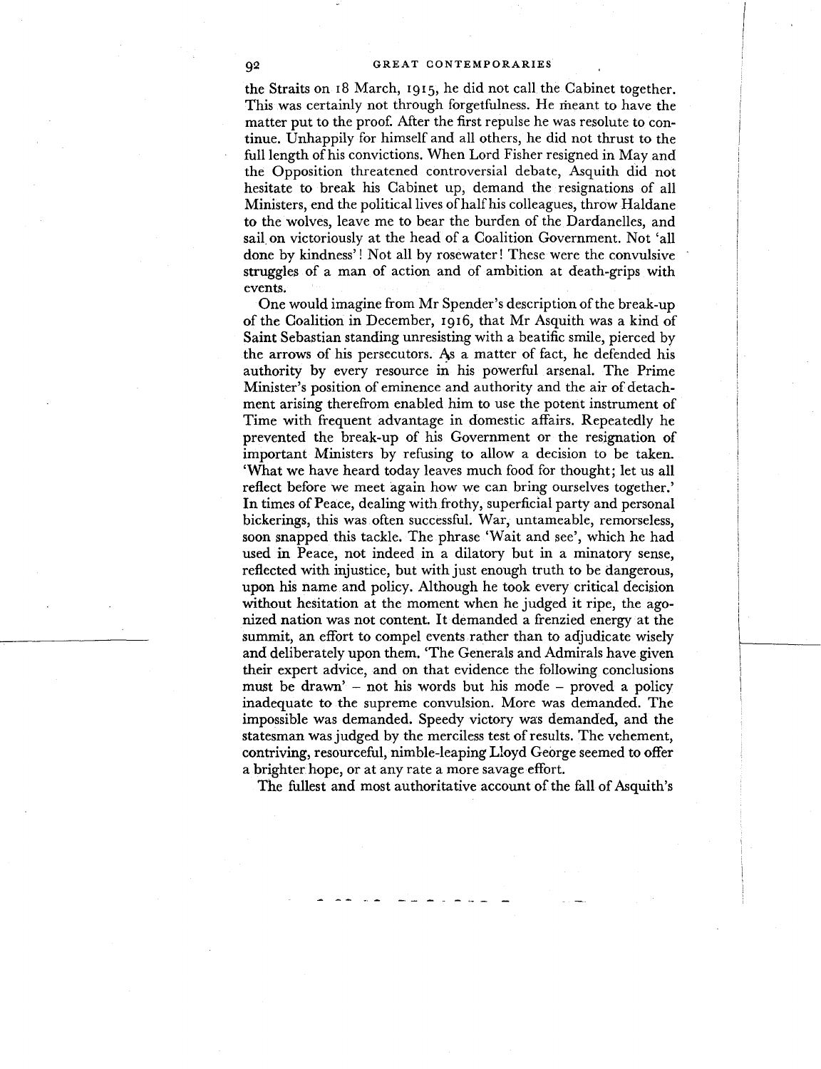the Straits on 18 March, 1915, he did not call the Cabinet together. This was certainly not through forgetfulness. He meant to have the matter put to the proof. After the first repulse he was resolute to continue. Unhappily for himself and all others, he did not thrust to the full length of his convictions. When Lord Fisher resigned in May and the Opposition threatened controversial debate, Asquith did not hesitate to break his Cabinet up, demand the resignations of all Ministers, end the political lives of half his colleagues, throw Haldane to the wolves, leave me to bear the burden of the Dardanelles, and sail on victoriously at the head of a Coalition Government. Not 'all done by kindness'! Not all by rosewater! These were the convulsive struggles of a man of action and of ambition at death-grips with events.

One would imagine from Mr Spender's description of the break-up of the Coalition in December, 1916, that Mr Asquith was a kind of Saint Sebastian standing unresisting with a beatific smile, pierced by the arrows of his persecutors. As a matter of fact, he defended his authority by every resource in his powerful arsenal. The Prime Minister's position of eminence and authority and the air of detachment arising therefrom enabled him to use the potent instrument of Time with frequent advantage in domestic affairs. Repeatedly he prevented the break-up of his Government or the resignation of important Ministers by refusing to allow a decision to be taken. 'What we have heard today leaves much food for thought; let us all reflect before we meet again how we can bring ourselves together.' In times of Peace, dealing with frothy, superficial party and personal bickerings, this was often successful. War, untameable, remorseless, soon snapped this tackle. The phrase 'Wait and see', which he had used in Peace, not indeed in a dilatory but in a minatory sense, reflected with injustice, but with just enough truth to be dangerous, upon his name and policy. Although he took every critical decision without hesitation at the moment when he judged it ripe, the agonized nation was not content. It demanded a frenzied energy at the summit, an effort to compel events rather than to adjudicate wisely and deliberately upon them. 'The Generals and Admirals have given their expert advice, and on that evidence the following conclusions must be drawn' – not his words but his mode – proved a policy inadequate to the supreme convulsion. More was demanded. The impossible was demanded. Speedy victory was demanded, and the statesman was judged by the merciless test of results. The vehement, contriving, resourceful, nimble-leaping Lloyd George seemed to offer a brighter hope, or at any rate a more savage effort.

The fullest and most authoritative account of the fall of Asquith's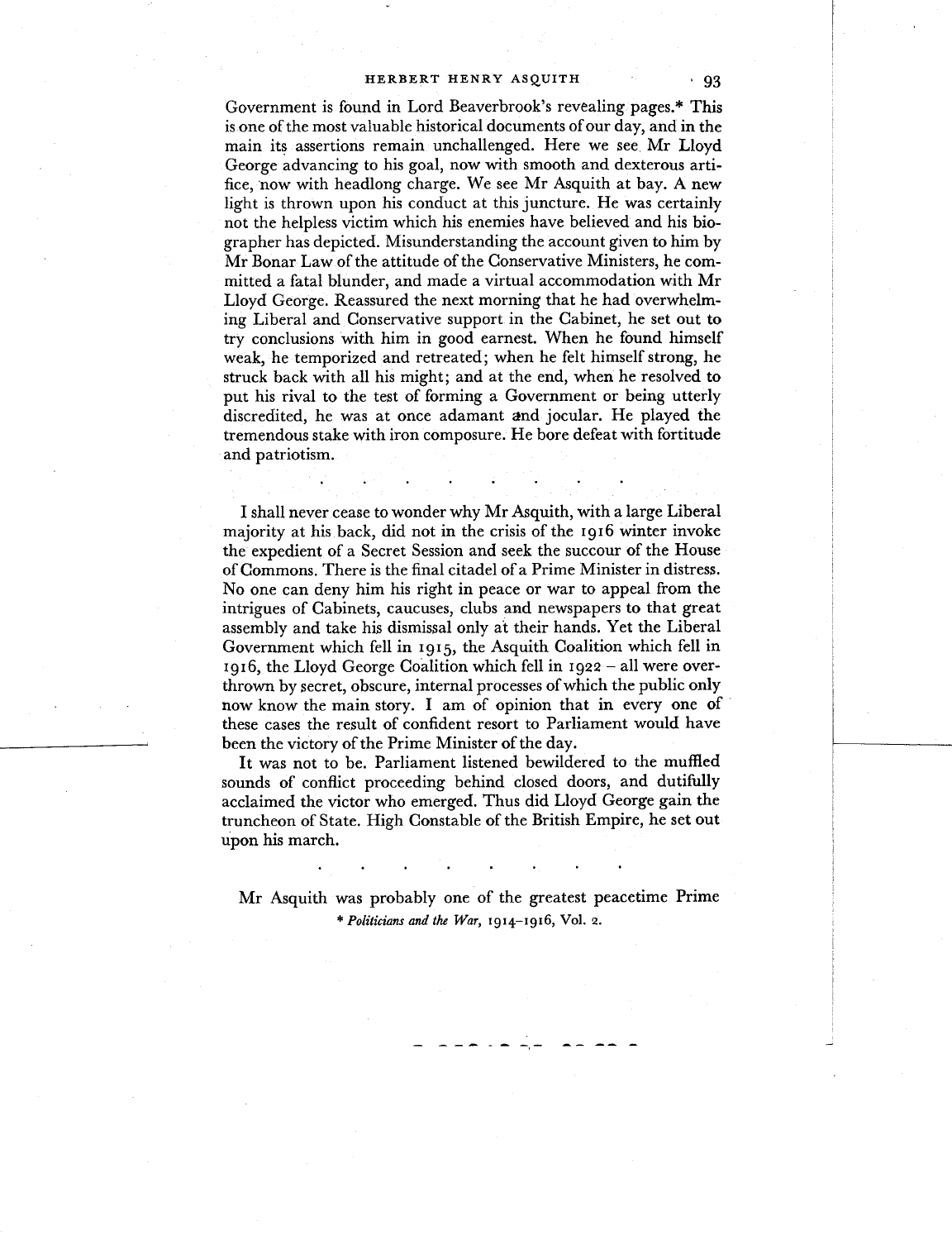Government is found in Lord Beaverbrook's revealing pages.* This is one of the most valuable historical documents of our day, and in the main its assertions remain unchallenged. Here we see Mr Lloyd George advancing to his goal, now with smooth and dexterous artifice, now with headlong charge. We see Mr Asquith at bay. A new light is thrown upon his conduct at this juncture. He was certainly not the helpless victim which his enemies have believed and his biographer has depicted. Misunderstanding the account given to him by Mr Bonar Law of the attitude of the Conservative Ministers, he committed a fatal blunder, and made a virtual accommodation with Mr Lloyd George. Reassured the next morning that he had overwhelming Liberal and Conservative support in the Cabinet, he set out to try conclusions with him in good earnest. When he found himself weak, he temporized and retreated; when he felt himself strong, he struck back with all his might; and at the end, when he resolved to put his rival to the test of forming a Government or being utterly discredited, he was at once adamant and jocular. He played the tremendous stake with iron composure. He bore defeat with fortitude and patriotism.

. . . . . . . .

I shall never cease to wonder why Mr Asquith, with a large Liberal majority at his back, did not in the crisis of the 1916 winter invoke the expedient of a Secret Session and seek the succour of the House of Commons. There is the final citadel of a Prime Minister in distress. No one can deny him his right in peace or war to appeal from the intrigues of Cabinets, caucuses, clubs and newspapers to that great assembly and take his dismissal only at their hands. Yet the Liberal Government which fell in 1915, the Asquith Coalition which fell in 1916, the Lloyd George Coalition which fell in 1922 – all were overthrown by secret, obscure, internal processes of which the public only now know the main story. I am of opinion that in every one of these cases the result of confident resort to Parliament would have been the victory of the Prime Minister of the day.

It was not to be. Parliament listened bewildered to the muffled sounds of conflict proceeding behind closed doors, and dutifully acclaimed the victor who emerged. Thus did Lloyd George gain the truncheon of State. High Constable of the British Empire, he set out upon his march.

. . . . . . . .

Mr Asquith was probably one of the greatest peacetime Prime

\* *Politicians and the War*, 1914–1916, Vol. 2.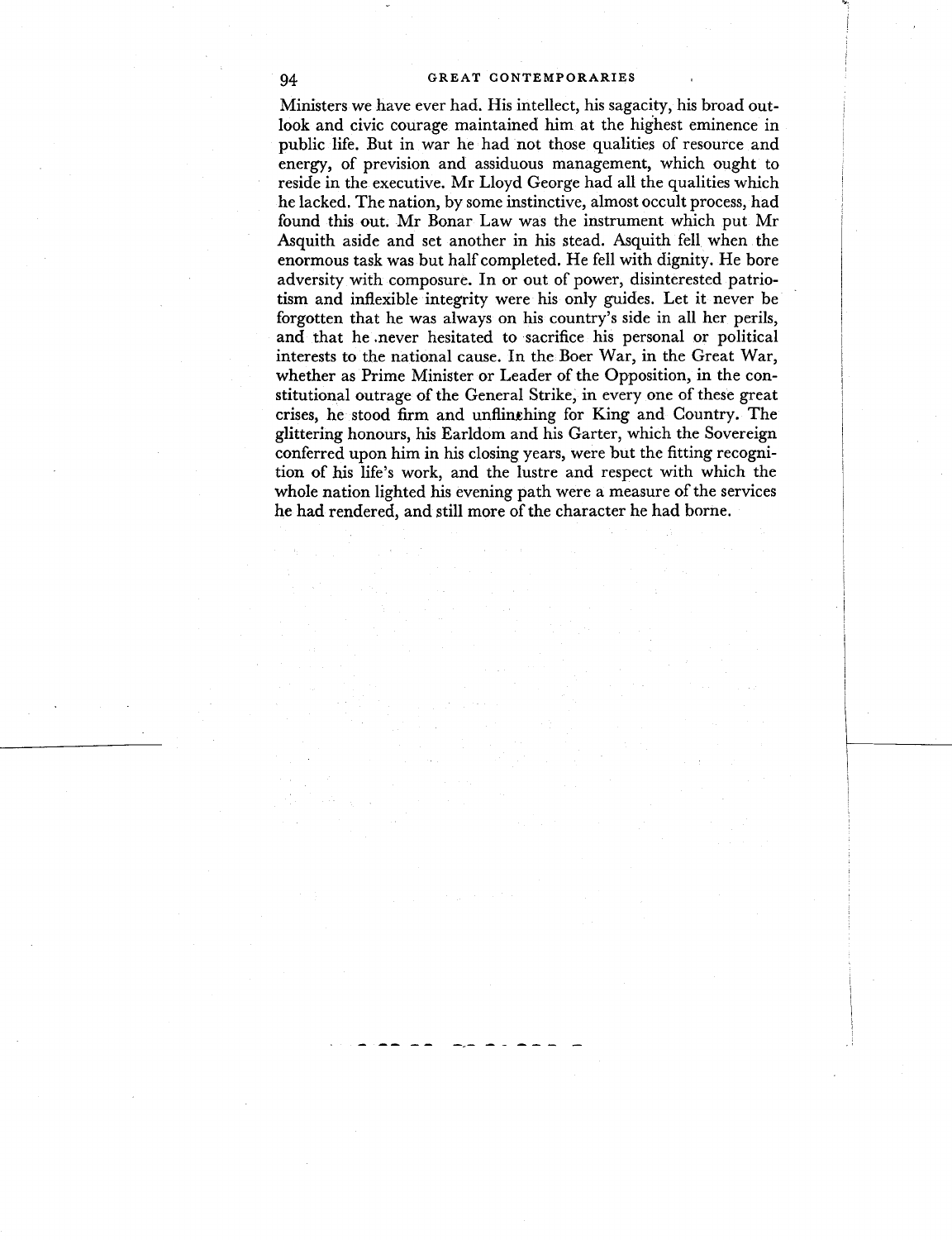Ministers we have ever had. His intellect, his sagacity, his broad outlook and civic courage maintained him at the highest eminence in public life. But in war he had not those qualities of resource and energy, of prevision and assiduous management, which ought to reside in the executive. Mr Lloyd George had all the qualities which he lacked. The nation, by some instinctive, almost occult process, had found this out. Mr Bonar Law was the instrument which put Mr Asquith aside and set another in his stead. Asquith fell when the enormous task was but half completed. He fell with dignity. He bore adversity with composure. In or out of power, disinterested patriotism and inflexible integrity were his only guides. Let it never be forgotten that he was always on his country's side in all her perils, and that he never hesitated to sacrifice his personal or political interests to the national cause. In the Boer War, in the Great War, whether as Prime Minister or Leader of the Opposition, in the constitutional outrage of the General Strike, in every one of these great crises, he stood firm and unflinching for King and Country. The glittering honours, his Earldom and his Garter, which the Sovereign conferred upon him in his closing years, were but the fitting recognition of his life's work, and the lustre and respect with which the whole nation lighted his evening path were a measure of the services he had rendered, and still more of the character he had borne.